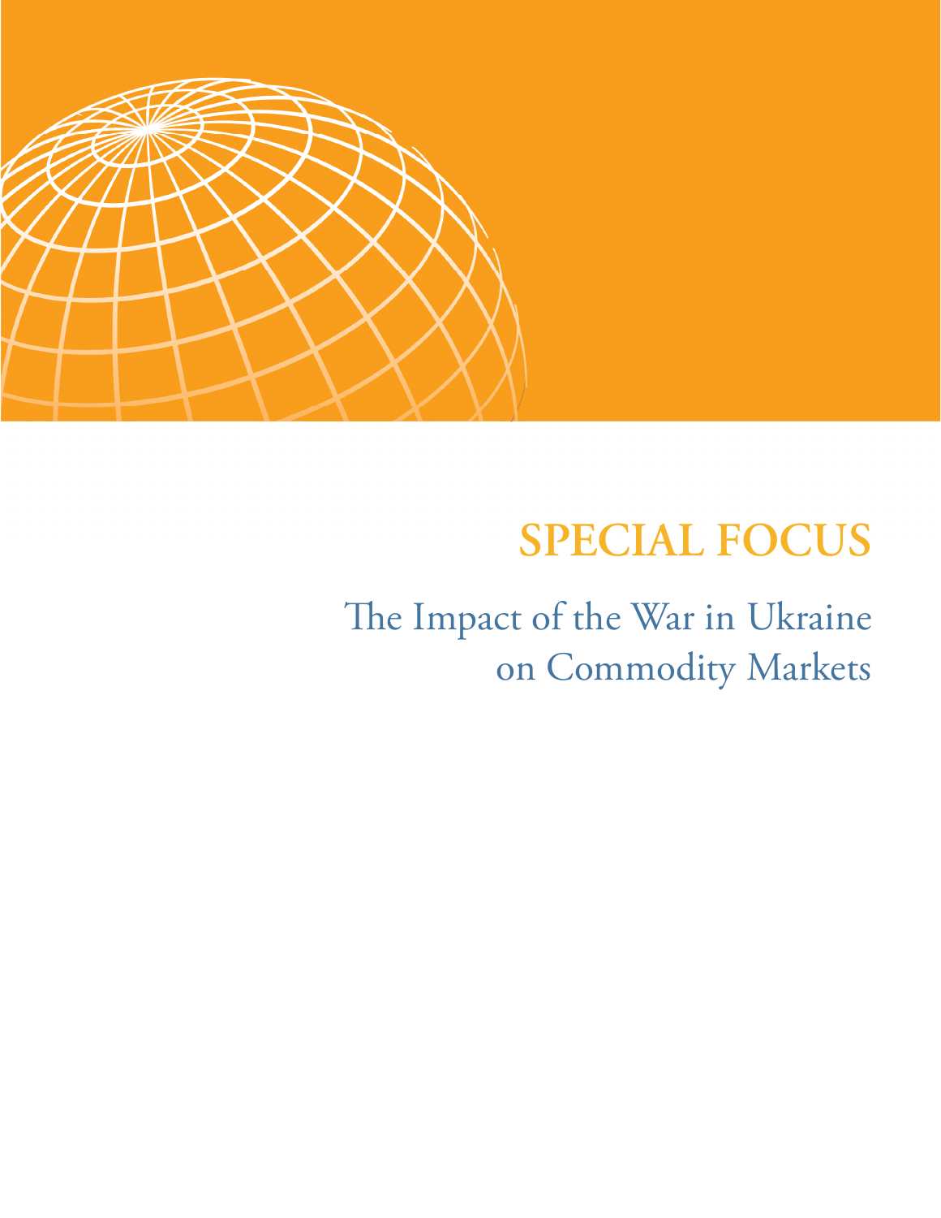# SPECIAL FOCUS

## The Impact of the War in Ukraine on Commodity Markets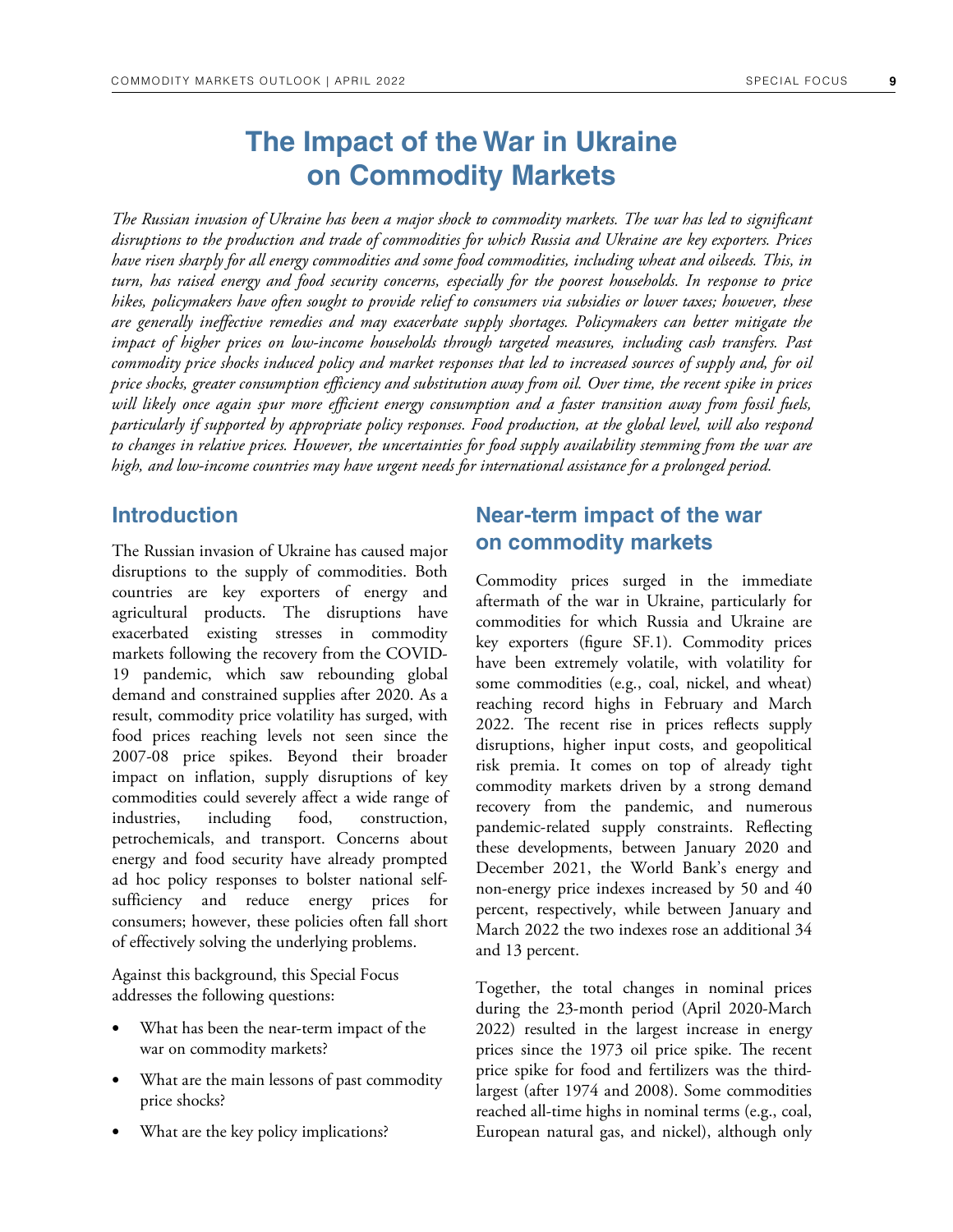# The Impact of the War in Ukraine on Commodity Markets

*The Russian invasion of Ukraine has been a major shock to commodity markets. The war has led to significant disruptions to the production and trade of commodities for which Russia and Ukraine are key exporters. Prices have risen sharply for all energy commodities and some food commodities, including wheat and oilseeds. This, in turn, has raised energy and food security concerns, especially for the poorest households. In response to price hikes, policymakers have often sought to provide relief to consumers via subsidies or lower taxes; however, these are generally ineffective remedies and may exacerbate supply shortages. Policymakers can better mitigate the impact of higher prices on low-income households through targeted measures, including cash transfers. Past commodity price shocks induced policy and market responses that led to increased sources of supply and, for oil price shocks, greater consumption efficiency and substitution away from oil. Over time, the recent spike in prices will likely once again spur more efficient energy consumption and a faster transition away from fossil fuels, particularly if supported by appropriate policy responses. Food production, at the global level, will also respond to changes in relative prices. However, the uncertainties for food supply availability stemming from the war are high, and low-income countries may have urgent needs for international assistance for a prolonged period.*

## Introduction

The Russian invasion of Ukraine has caused major disruptions to the supply of commodities. Both countries are key exporters of energy and agricultural products. The disruptions have exacerbated existing stresses in commodity markets following the recovery from the COVID-19 pandemic, which saw rebounding global demand and constrained supplies after 2020. As a result, commodity price volatility has surged, with food prices reaching levels not seen since the 2007-08 price spikes. Beyond their broader impact on inflation, supply disruptions of key commodities could severely affect a wide range of industries, including food, construction, petrochemicals, and transport. Concerns about energy and food security have already prompted ad hoc policy responses to bolster national self-sufficiency and reduce energy prices for consumers; however, these policies often fall short of effectively solving the underlying problems.

Against this background, this Special Focus addresses the following questions:

- What has been the near-term impact of the war on commodity markets?
- What are the main lessons of past commodity price shocks?
- What are the key policy implications?

## Near-term impact of the war on commodity markets

Commodity prices surged in the immediate aftermath of the war in Ukraine, particularly for commodities for which Russia and Ukraine are key exporters (figure SF.1). Commodity prices have been extremely volatile, with volatility for some commodities (e.g., coal, nickel, and wheat) reaching record highs in February and March 2022. The recent rise in prices reflects supply disruptions, higher input costs, and geopolitical risk premia. It comes on top of already tight commodity markets driven by a strong demand recovery from the pandemic, and numerous pandemic-related supply constraints. Reflecting these developments, between January 2020 and December 2021, the World Bank's energy and non-energy price indexes increased by 50 and 40 percent, respectively, while between January and March 2022 the two indexes rose an additional 34 and 13 percent.

Together, the total changes in nominal prices during the 23-month period (April 2020-March 2022) resulted in the largest increase in energy prices since the 1973 oil price spike. The recent price spike for food and fertilizers was the third-largest (after 1974 and 2008). Some commodities reached all-time highs in nominal terms (e.g., coal, European natural gas, and nickel), although only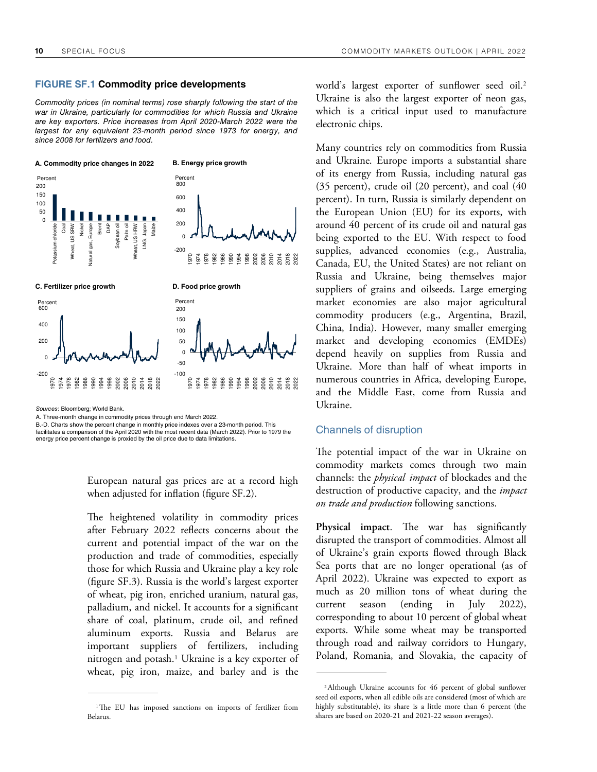**FIGURE SF.1 Commodity price developments**

*Commodity prices (in nominal terms) rose sharply following the start of the war in Ukraine, particularly for commodities for which Russia and Ukraine are key exporters. Price increases from April 2020-March 2022 were the largest for any equivalent 23-month period since 1973 for energy, and since 2008 for fertilizers and food.*

**A. Commodity price changes in 2022**

**B. Energy price growth**

**C. Fertilizer price growth**

**D. Food price growth**

*Sources*: Bloomberg; World Bank.

A. Three-month change in commodity prices through end March 2022.

B.-D. Charts show the percent change in monthly price indexes over a 23-month period. This facilitates a comparison of the April 2020 with the most recent data (March 2022). Prior to 1979 the energy price percent change is proxied by the oil price due to data limitations.

European natural gas prices are at a record high when adjusted for inflation (figure SF.2).

The heightened volatility in commodity prices after February 2022 reflects concerns about the current and potential impact of the war on the production and trade of commodities, especially those for which Russia and Ukraine play a key role (figure SF.3). Russia is the world's largest exporter of wheat, pig iron, enriched uranium, natural gas, palladium, and nickel. It accounts for a significant share of coal, platinum, crude oil, and refined aluminum exports. Russia and Belarus are important suppliers of fertilizers, including nitrogen and potash.[1] Ukraine is a key exporter of wheat, pig iron, maize, and barley and is the world's largest exporter of sunflower seed oil.[2] Ukraine is also the largest exporter of neon gas, which is a critical input used to manufacture electronic chips.

Many countries rely on commodities from Russia and Ukraine. Europe imports a substantial share of its energy from Russia, including natural gas (35 percent), crude oil (20 percent), and coal (40 percent). In turn, Russia is similarly dependent on the European Union (EU) for its exports, with around 40 percent of its crude oil and natural gas being exported to the EU. With respect to food supplies, advanced economies (e.g., Australia, Canada, EU, the United States) are not reliant on Russia and Ukraine, being themselves major suppliers of grains and oilseeds. Large emerging market economies are also major agricultural commodity producers (e.g., Argentina, Brazil, China, India). However, many smaller emerging market and developing economies (EMDEs) depend heavily on supplies from Russia and Ukraine. More than half of wheat imports in numerous countries in Africa, developing Europe, and the Middle East, come from Russia and Ukraine.

## Channels of disruption

The potential impact of the war in Ukraine on commodity markets comes through two main channels: the *physical impact* of blockades and the destruction of productive capacity, and the *impact on trade and production* following sanctions.

**Physical impact**. The war has significantly disrupted the transport of commodities. Almost all of Ukraine's grain exports flowed through Black Sea ports that are no longer operational (as of April 2022). Ukraine was expected to export as much as 20 million tons of wheat during the current season (ending in July 2022), corresponding to about 10 percent of global wheat exports. While some wheat may be transported through road and railway corridors to Hungary, Poland, Romania, and Slovakia, the capacity of

[1] The EU has imposed sanctions on imports of fertilizer from Belarus.

[2] Although Ukraine accounts for 46 percent of global sunflower seed oil exports, when all edible oils are considered (most of which are highly substitutable), its share is a little more than 6 percent (the shares are based on 2020-21 and 2021-22 season averages).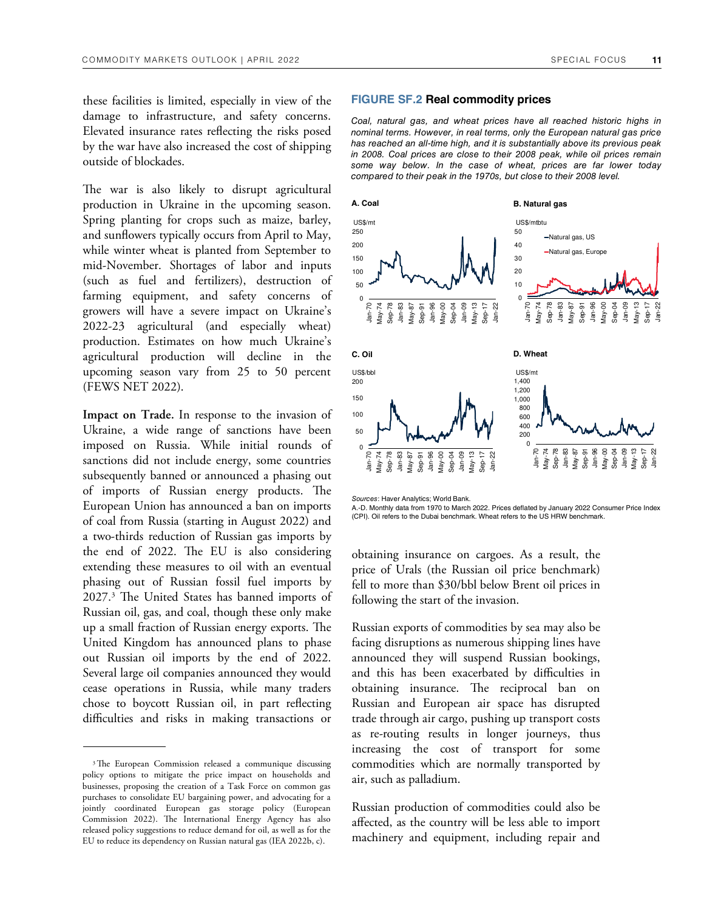these facilities is limited, especially in view of the damage to infrastructure, and safety concerns. Elevated insurance rates reflecting the risks posed by the war have also increased the cost of shipping outside of blockades.

The war is also likely to disrupt agricultural production in Ukraine in the upcoming season. Spring planting for crops such as maize, barley, and sunflowers typically occurs from April to May, while winter wheat is planted from September to mid-November. Shortages of labor and inputs (such as fuel and fertilizers), destruction of farming equipment, and safety concerns of growers will have a severe impact on Ukraine's 2022-23 agricultural (and especially wheat) production. Estimates on how much Ukraine's agricultural production will decline in the upcoming season vary from 25 to 50 percent (FEWS NET 2022).

**Impact on Trade.** In response to the invasion of Ukraine, a wide range of sanctions have been imposed on Russia. While initial rounds of sanctions did not include energy, some countries subsequently banned or announced a phasing out of imports of Russian energy products. The European Union has announced a ban on imports of coal from Russia (starting in August 2022) and a two-thirds reduction of Russian gas imports by the end of 2022. The EU is also considering extending these measures to oil with an eventual phasing out of Russian fossil fuel imports by 2027.[3] The United States has banned imports of Russian oil, gas, and coal, though these only make up a small fraction of Russian energy exports. The United Kingdom has announced plans to phase out Russian oil imports by the end of 2022. Several large oil companies announced they would cease operations in Russia, while many traders chose to boycott Russian oil, in part reflecting difficulties and risks in making transactions or obtaining insurance on cargoes. As a result, the price of Urals (the Russian oil price benchmark) fell to more than $30/bbl below Brent oil prices in following the start of the invasion.

Russian exports of commodities by sea may also be facing disruptions as numerous shipping lines have announced they will suspend Russian bookings, and this has been exacerbated by difficulties in obtaining insurance. The reciprocal ban on Russian and European air space has disrupted trade through air cargo, pushing up transport costs as re-routing results in longer journeys, thus increasing the cost of transport for some commodities which are normally transported by air, such as palladium.

Russian production of commodities could also be affected, as the country will be less able to import machinery and equipment, including repair and

**FIGURE SF.2 Real commodity prices**

*Coal, natural gas, and wheat prices have all reached historic highs in nominal terms. However, in real terms, only the European natural gas price has reached an all-time high, and it is substantially above its previous peak in 2008. Coal prices are close to their 2008 peak, while oil prices remain some way below. In the case of wheat, prices are far lower today compared to their peak in the 1970s, but close to their 2008 level.*

A. Coal

B. Natural gas

C. Oil

D. Wheat

*Sources*: Haver Analytics; World Bank.

A.-D. Monthly data from 1970 to March 2022. Prices deflated by January 2022 Consumer Price Index (CPI). Oil refers to the Dubai benchmark. Wheat refers to the US HRW benchmark.

---

[3] The European Commission released a communique discussing policy options to mitigate the price impact on households and businesses, proposing the creation of a Task Force on common gas purchases to consolidate EU bargaining power, and advocating for a jointly coordinated European gas storage policy (European Commission 2022). The International Energy Agency has also released policy suggestions to reduce demand for oil, as well as for the EU to reduce its dependency on Russian natural gas (IEA 2022b, c).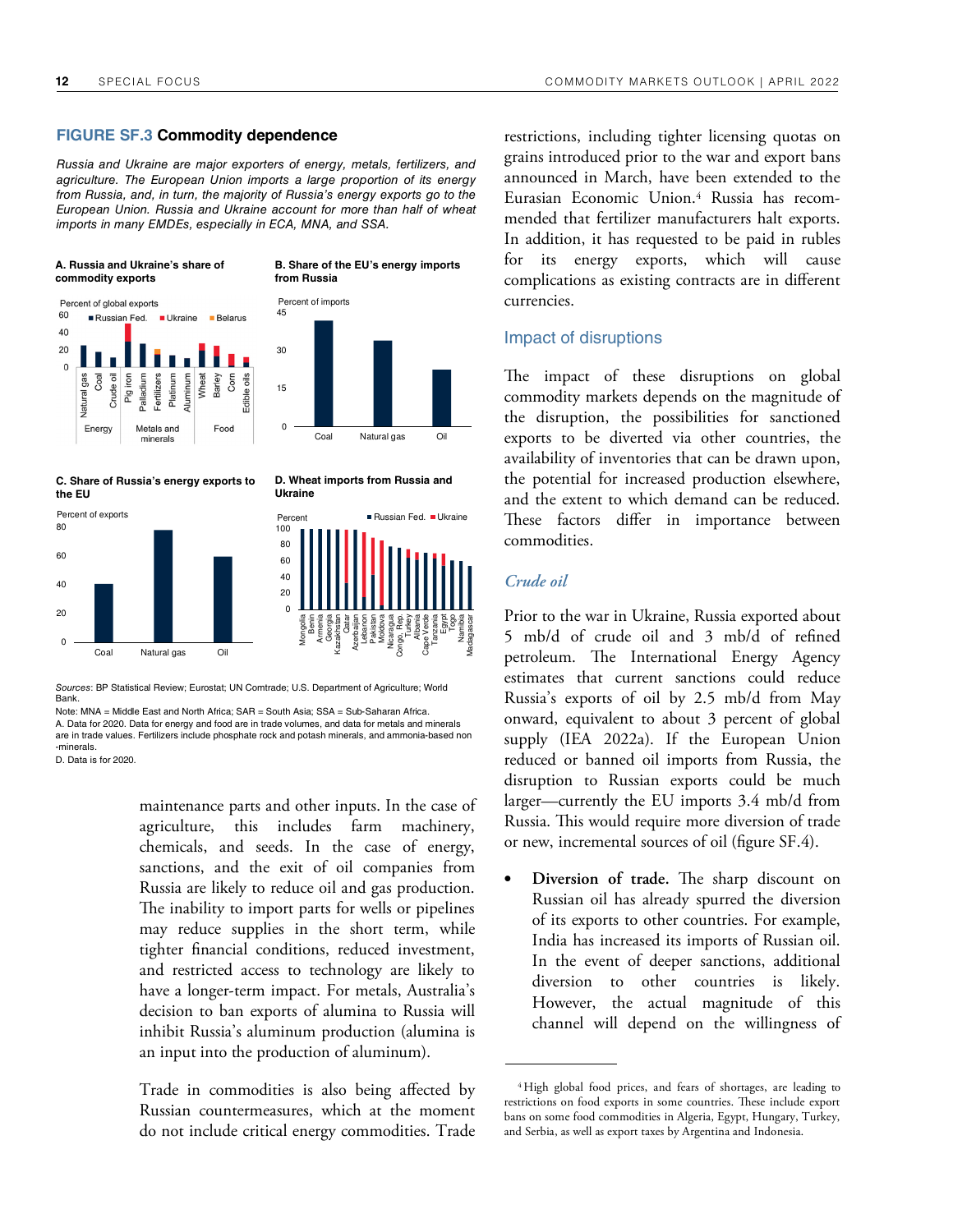### FIGURE SF.3 Commodity dependence

*Russia and Ukraine are major exporters of energy, metals, fertilizers, and agriculture. The European Union imports a large proportion of its energy from Russia, and, in turn, the majority of Russia's energy exports go to the European Union. Russia and Ukraine account for more than half of wheat imports in many EMDEs, especially in ECA, MNA, and SSA.*

**A. Russia and Ukraine's share of commodity exports**

**B. Share of the EU's energy imports from Russia**

**C. Share of Russia's energy exports to the EU**

**D. Wheat imports from Russia and Ukraine**

*Sources*: BP Statistical Review; Eurostat; UN Comtrade; U.S. Department of Agriculture; World Bank.

Note: MNA = Middle East and North Africa; SAR = South Asia; SSA = Sub-Saharan Africa.

A. Data for 2020. Data for energy and food are in trade volumes, and data for metals and minerals are in trade values. Fertilizers include phosphate rock and potash minerals, and ammonia-based non-minerals.

D. Data is for 2020.

maintenance parts and other inputs. In the case of agriculture, this includes farm machinery, chemicals, and seeds. In the case of energy, sanctions, and the exit of oil companies from Russia are likely to reduce oil and gas production. The inability to import parts for wells or pipelines may reduce supplies in the short term, while tighter financial conditions, reduced investment, and restricted access to technology are likely to have a longer-term impact. For metals, Australia's decision to ban exports of alumina to Russia will inhibit Russia's aluminum production (alumina is an input into the production of aluminum).

Trade in commodities is also being affected by Russian countermeasures, which at the moment do not include critical energy commodities. Trade restrictions, including tighter licensing quotas on grains introduced prior to the war and export bans announced in March, have been extended to the Eurasian Economic Union.[4] Russia has recommended that fertilizer manufacturers halt exports. In addition, it has requested to be paid in rubles for its energy exports, which will cause complications as existing contracts are in different currencies.

## Impact of disruptions

The impact of these disruptions on global commodity markets depends on the magnitude of the disruption, the possibilities for sanctioned exports to be diverted via other countries, the availability of inventories that can be drawn upon, the potential for increased production elsewhere, and the extent to which demand can be reduced. These factors differ in importance between commodities.

### *Crude oil*

Prior to the war in Ukraine, Russia exported about 5 mb/d of crude oil and 3 mb/d of refined petroleum. The International Energy Agency estimates that current sanctions could reduce Russia's exports of oil by 2.5 mb/d from May onward, equivalent to about 3 percent of global supply (IEA 2022a). If the European Union reduced or banned oil imports from Russia, the disruption to Russian exports could be much larger—currently the EU imports 3.4 mb/d from Russia. This would require more diversion of trade or new, incremental sources of oil (figure SF.4).

- **Diversion of trade.** The sharp discount on Russian oil has already spurred the diversion of its exports to other countries. For example, India has increased its imports of Russian oil. In the event of deeper sanctions, additional diversion to other countries is likely. However, the actual magnitude of this channel will depend on the willingness of

[4] High global food prices, and fears of shortages, are leading to restrictions on food exports in some countries. These include export bans on some food commodities in Algeria, Egypt, Hungary, Turkey, and Serbia, as well as export taxes by Argentina and Indonesia.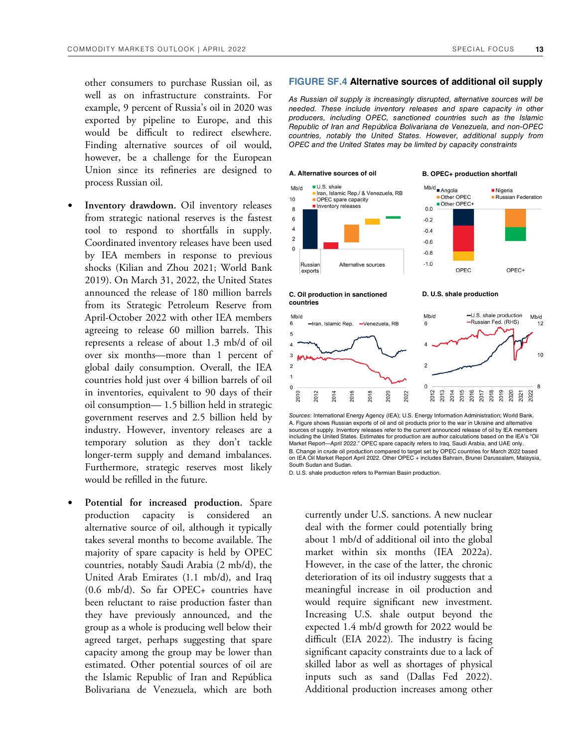other consumers to purchase Russian oil, as well as on infrastructure constraints. For example, 9 percent of Russia's oil in 2020 was exported by pipeline to Europe, and this would be difficult to redirect elsewhere. Finding alternative sources of oil would, however, be a challenge for the European Union since its refineries are designed to process Russian oil.

- **Inventory drawdown.** Oil inventory releases from strategic national reserves is the fastest tool to respond to shortfalls in supply. Coordinated inventory releases have been used by IEA members in response to previous shocks (Kilian and Zhou 2021; World Bank 2019). On March 31, 2022, the United States announced the release of 180 million barrels from its Strategic Petroleum Reserve from April-October 2022 with other IEA members agreeing to release 60 million barrels. This represents a release of about 1.3 mb/d of oil over six months—more than 1 percent of global daily consumption. Overall, the IEA countries hold just over 4 billion barrels of oil in inventories, equivalent to 90 days of their oil consumption— 1.5 billion held in strategic government reserves and 2.5 billion held by industry. However, inventory releases are a temporary solution as they don't tackle longer-term supply and demand imbalances. Furthermore, strategic reserves most likely would be refilled in the future.

- **Potential for increased production.** Spare production capacity is considered an alternative source of oil, although it typically takes several months to become available. The majority of spare capacity is held by OPEC countries, notably Saudi Arabia (2 mb/d), the United Arab Emirates (1.1 mb/d), and Iraq (0.6 mb/d). So far OPEC+ countries have been reluctant to raise production faster than they have previously announced, and the group as a whole is producing well below their agreed target, perhaps suggesting that spare capacity among the group may be lower than estimated. Other potential sources of oil are the Islamic Republic of Iran and República Bolivariana de Venezuela, which are both currently under U.S. sanctions. A new nuclear deal with the former could potentially bring about 1 mb/d of additional oil into the global market within six months (IEA 2022a). However, in the case of the latter, the chronic deterioration of its oil industry suggests that a meaningful increase in oil production and would require significant new investment. Increasing U.S. shale output beyond the expected 1.4 mb/d growth for 2022 would be difficult (EIA 2022). The industry is facing significant capacity constraints due to a lack of skilled labor as well as shortages of physical inputs such as sand (Dallas Fed 2022). Additional production increases among other

### FIGURE SF.4 Alternative sources of additional oil supply

*As Russian oil supply is increasingly disrupted, alternative sources will be needed. These include inventory releases and spare capacity in other producers, including OPEC, sanctioned countries such as the Islamic Republic of Iran and República Bolivariana de Venezuela, and non-OPEC countries, notably the United States. However, additional supply from OPEC and the United States may be limited by capacity constraints*

**A. Alternative sources of oil**

**B. OPEC+ production shortfall**

**C. Oil production in sanctioned countries**

**D. U.S. shale production**

*Sources*: International Energy Agency (IEA); U.S. Energy Information Administration; World Bank.
A. Figure shows Russian exports of oil and oil products prior to the war in Ukraine and alternative sources of supply. Inventory releases refer to the current announced release of oil by IEA members including the United States. Estimates for production are author calculations based on the IEA's "Oil Market Report—April 2022." OPEC spare capacity refers to Iraq, Saudi Arabia, and UAE only.
B. Change in crude oil production compared to target set by OPEC countries for March 2022 based on IEA Oil Market Report April 2022. Other OPEC + includes Bahrain, Brunei Darussalam, Malaysia, South Sudan and Sudan.
D. U.S. shale production refers to Permian Basin production.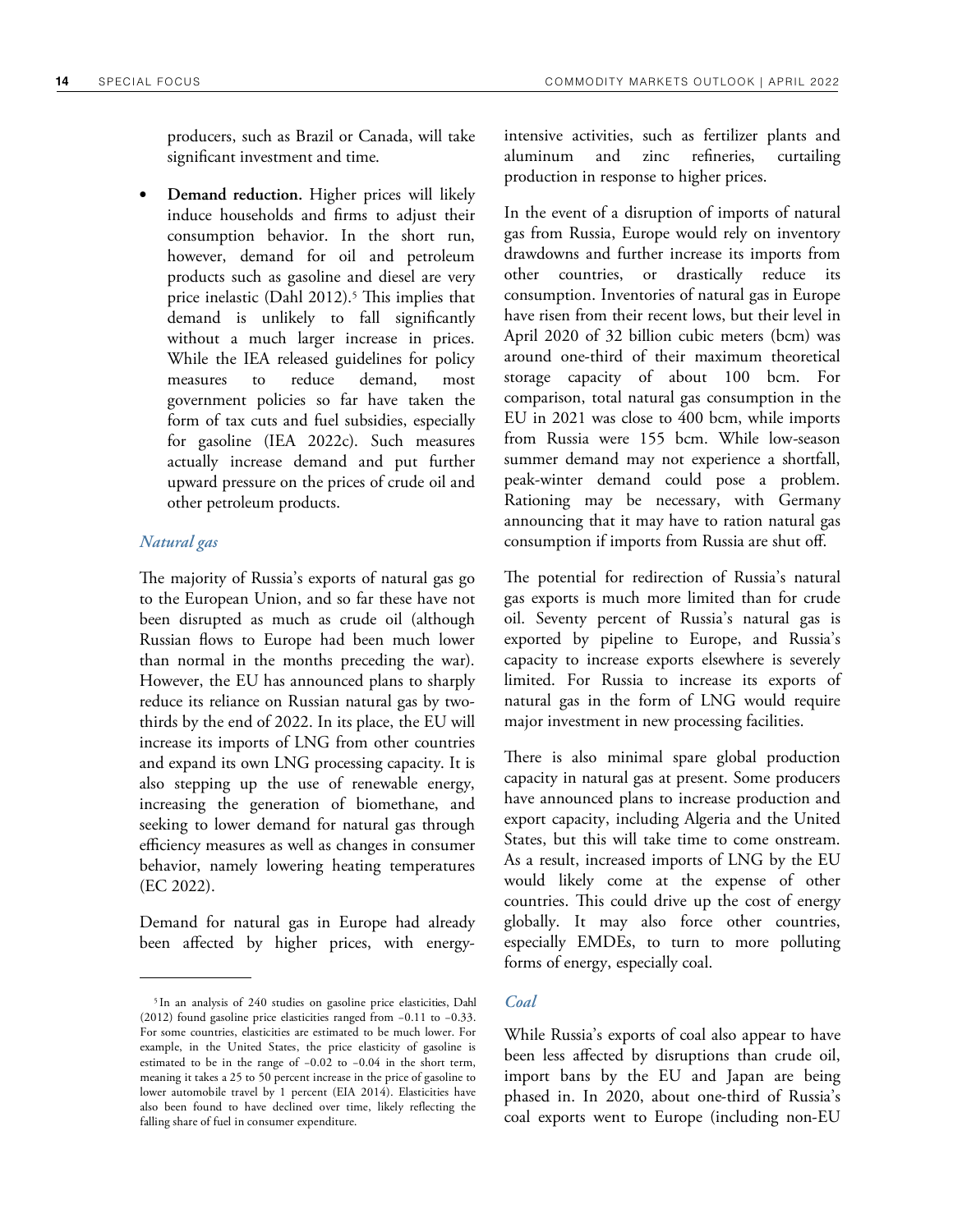producers, such as Brazil or Canada, will take significant investment and time.

- **Demand reduction.** Higher prices will likely induce households and firms to adjust their consumption behavior. In the short run, however, demand for oil and petroleum products such as gasoline and diesel are very price inelastic (Dahl 2012).[5] This implies that demand is unlikely to fall significantly without a much larger increase in prices. While the IEA released guidelines for policy measures to reduce demand, most government policies so far have taken the form of tax cuts and fuel subsidies, especially for gasoline (IEA 2022c). Such measures actually increase demand and put further upward pressure on the prices of crude oil and other petroleum products.

### *Natural gas*

The majority of Russia's exports of natural gas go to the European Union, and so far these have not been disrupted as much as crude oil (although Russian flows to Europe had been much lower than normal in the months preceding the war). However, the EU has announced plans to sharply reduce its reliance on Russian natural gas by two-thirds by the end of 2022. In its place, the EU will increase its imports of LNG from other countries and expand its own LNG processing capacity. It is also stepping up the use of renewable energy, increasing the generation of biomethane, and seeking to lower demand for natural gas through efficiency measures as well as changes in consumer behavior, namely lowering heating temperatures (EC 2022).

Demand for natural gas in Europe had already been affected by higher prices, with energy-intensive activities, such as fertilizer plants and aluminum and zinc refineries, curtailing production in response to higher prices.

In the event of a disruption of imports of natural gas from Russia, Europe would rely on inventory drawdowns and further increase its imports from other countries, or drastically reduce its consumption. Inventories of natural gas in Europe have risen from their recent lows, but their level in April 2020 of 32 billion cubic meters (bcm) was around one-third of their maximum theoretical storage capacity of about 100 bcm. For comparison, total natural gas consumption in the EU in 2021 was close to 400 bcm, while imports from Russia were 155 bcm. While low-season summer demand may not experience a shortfall, peak-winter demand could pose a problem. Rationing may be necessary, with Germany announcing that it may have to ration natural gas consumption if imports from Russia are shut off.

The potential for redirection of Russia's natural gas exports is much more limited than for crude oil. Seventy percent of Russia's natural gas is exported by pipeline to Europe, and Russia's capacity to increase exports elsewhere is severely limited. For Russia to increase its exports of natural gas in the form of LNG would require major investment in new processing facilities.

There is also minimal spare global production capacity in natural gas at present. Some producers have announced plans to increase production and export capacity, including Algeria and the United States, but this will take time to come onstream. As a result, increased imports of LNG by the EU would likely come at the expense of other countries. This could drive up the cost of energy globally. It may also force other countries, especially EMDEs, to turn to more polluting forms of energy, especially coal.

### *Coal*

While Russia's exports of coal also appear to have been less affected by disruptions than crude oil, import bans by the EU and Japan are being phased in. In 2020, about one-third of Russia's coal exports went to Europe (including non-EU

---

[5] In an analysis of 240 studies on gasoline price elasticities, Dahl (2012) found gasoline price elasticities ranged from –0.11 to –0.33. For some countries, elasticities are estimated to be much lower. For example, in the United States, the price elasticity of gasoline is estimated to be in the range of –0.02 to –0.04 in the short term, meaning it takes a 25 to 50 percent increase in the price of gasoline to lower automobile travel by 1 percent (EIA 2014). Elasticities have also been found to have declined over time, likely reflecting the falling share of fuel in consumer expenditure.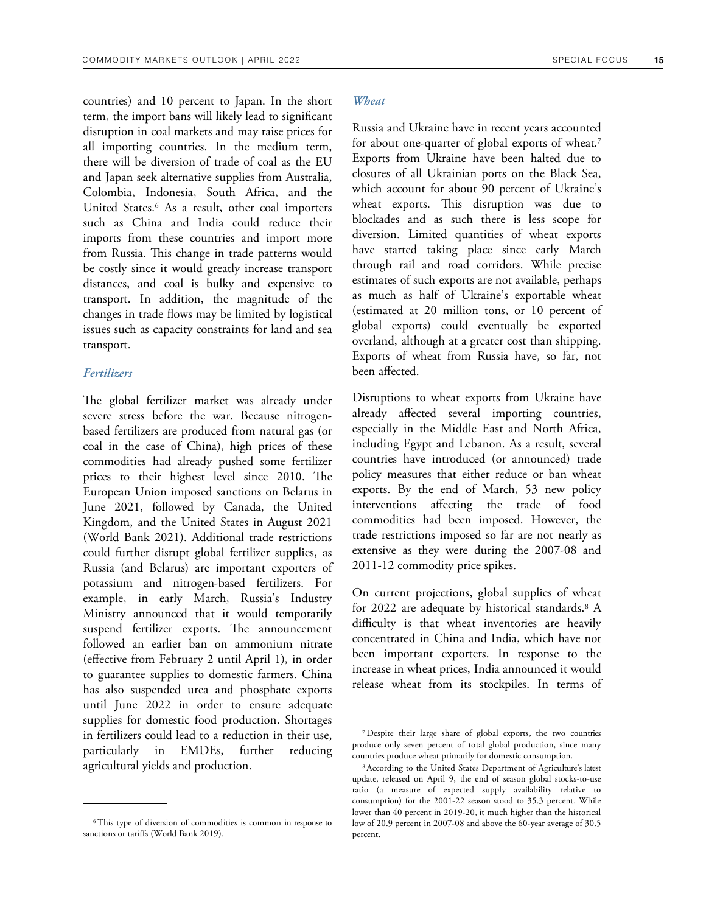countries) and 10 percent to Japan. In the short term, the import bans will likely lead to significant disruption in coal markets and may raise prices for all importing countries. In the medium term, there will be diversion of trade of coal as the EU and Japan seek alternative supplies from Australia, Colombia, Indonesia, South Africa, and the United States.[6] As a result, other coal importers such as China and India could reduce their imports from these countries and import more from Russia. This change in trade patterns would be costly since it would greatly increase transport distances, and coal is bulky and expensive to transport. In addition, the magnitude of the changes in trade flows may be limited by logistical issues such as capacity constraints for land and sea transport.

### *Fertilizers*

The global fertilizer market was already under severe stress before the war. Because nitrogen-based fertilizers are produced from natural gas (or coal in the case of China), high prices of these commodities had already pushed some fertilizer prices to their highest level since 2010. The European Union imposed sanctions on Belarus in June 2021, followed by Canada, the United Kingdom, and the United States in August 2021 (World Bank 2021). Additional trade restrictions could further disrupt global fertilizer supplies, as Russia (and Belarus) are important exporters of potassium and nitrogen-based fertilizers. For example, in early March, Russia's Industry Ministry announced that it would temporarily suspend fertilizer exports. The announcement followed an earlier ban on ammonium nitrate (effective from February 2 until April 1), in order to guarantee supplies to domestic farmers. China has also suspended urea and phosphate exports until June 2022 in order to ensure adequate supplies for domestic food production. Shortages in fertilizers could lead to a reduction in their use, particularly in EMDEs, further reducing agricultural yields and production.

### *Wheat*

Russia and Ukraine have in recent years accounted for about one-quarter of global exports of wheat.[7] Exports from Ukraine have been halted due to closures of all Ukrainian ports on the Black Sea, which account for about 90 percent of Ukraine's wheat exports. This disruption was due to blockades and as such there is less scope for diversion. Limited quantities of wheat exports have started taking place since early March through rail and road corridors. While precise estimates of such exports are not available, perhaps as much as half of Ukraine's exportable wheat (estimated at 20 million tons, or 10 percent of global exports) could eventually be exported overland, although at a greater cost than shipping. Exports of wheat from Russia have, so far, not been affected.

Disruptions to wheat exports from Ukraine have already affected several importing countries, especially in the Middle East and North Africa, including Egypt and Lebanon. As a result, several countries have introduced (or announced) trade policy measures that either reduce or ban wheat exports. By the end of March, 53 new policy interventions affecting the trade of food commodities had been imposed. However, the trade restrictions imposed so far are not nearly as extensive as they were during the 2007-08 and 2011-12 commodity price spikes.

On current projections, global supplies of wheat for 2022 are adequate by historical standards.[8] A difficulty is that wheat inventories are heavily concentrated in China and India, which have not been important exporters. In response to the increase in wheat prices, India announced it would release wheat from its stockpiles. In terms of

---

[6] This type of diversion of commodities is common in response to sanctions or tariffs (World Bank 2019).

[7] Despite their large share of global exports, the two countries produce only seven percent of total global production, since many countries produce wheat primarily for domestic consumption.

[8] According to the United States Department of Agriculture's latest update, released on April 9, the end of season global stocks-to-use ratio (a measure of expected supply availability relative to consumption) for the 2001-22 season stood to 35.3 percent. While lower than 40 percent in 2019-20, it much higher than the historical low of 20.9 percent in 2007-08 and above the 60-year average of 30.5 percent.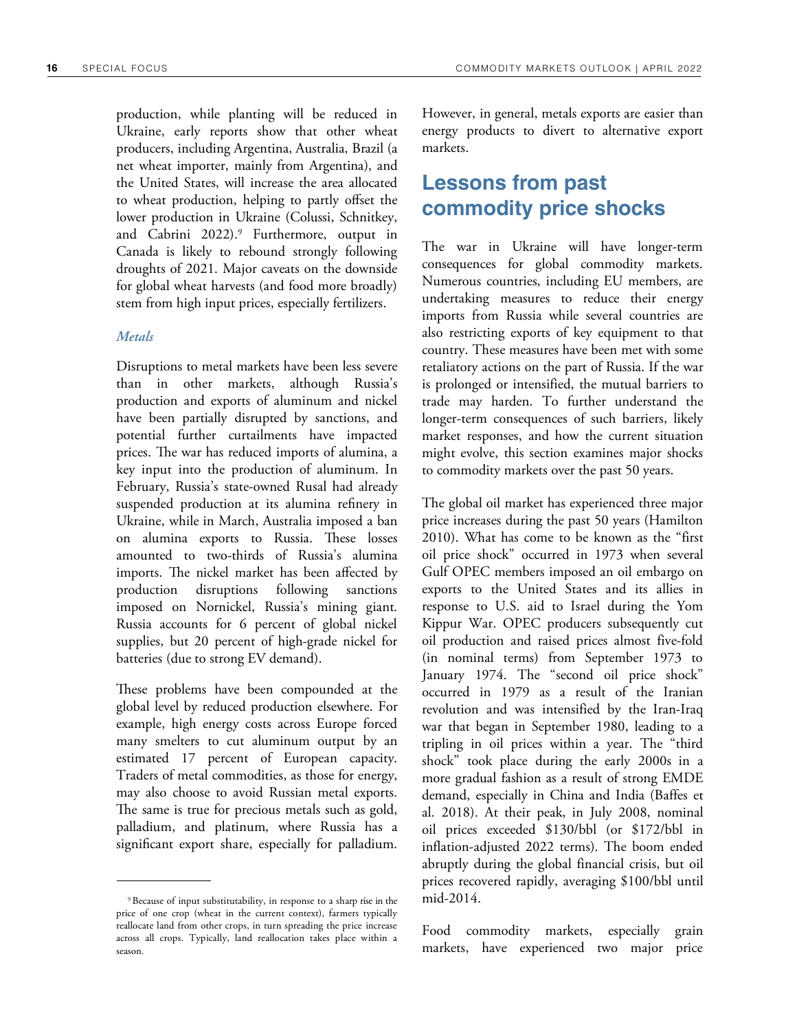production, while planting will be reduced in Ukraine, early reports show that other wheat producers, including Argentina, Australia, Brazil (a net wheat importer, mainly from Argentina), and the United States, will increase the area allocated to wheat production, helping to partly offset the lower production in Ukraine (Colussi, Schnitkey, and Cabrini 2022).[9] Furthermore, output in Canada is likely to rebound strongly following droughts of 2021. Major caveats on the downside for global wheat harvests (and food more broadly) stem from high input prices, especially fertilizers.

### *Metals*

Disruptions to metal markets have been less severe than in other markets, although Russia's production and exports of aluminum and nickel have been partially disrupted by sanctions, and potential further curtailments have impacted prices. The war has reduced imports of alumina, a key input into the production of aluminum. In February, Russia's state-owned Rusal had already suspended production at its alumina refinery in Ukraine, while in March, Australia imposed a ban on alumina exports to Russia. These losses amounted to two-thirds of Russia's alumina imports. The nickel market has been affected by production disruptions following sanctions imposed on Nornickel, Russia's mining giant. Russia accounts for 6 percent of global nickel supplies, but 20 percent of high-grade nickel for batteries (due to strong EV demand).

These problems have been compounded at the global level by reduced production elsewhere. For example, high energy costs across Europe forced many smelters to cut aluminum output by an estimated 17 percent of European capacity. Traders of metal commodities, as those for energy, may also choose to avoid Russian metal exports. The same is true for precious metals such as gold, palladium, and platinum, where Russia has a significant export share, especially for palladium. However, in general, metals exports are easier than energy products to divert to alternative export markets.

## Lessons from past commodity price shocks

The war in Ukraine will have longer-term consequences for global commodity markets. Numerous countries, including EU members, are undertaking measures to reduce their energy imports from Russia while several countries are also restricting exports of key equipment to that country. These measures have been met with some retaliatory actions on the part of Russia. If the war is prolonged or intensified, the mutual barriers to trade may harden. To further understand the longer-term consequences of such barriers, likely market responses, and how the current situation might evolve, this section examines major shocks to commodity markets over the past 50 years.

The global oil market has experienced three major price increases during the past 50 years (Hamilton 2010). What has come to be known as the "first oil price shock" occurred in 1973 when several Gulf OPEC members imposed an oil embargo on exports to the United States and its allies in response to U.S. aid to Israel during the Yom Kippur War. OPEC producers subsequently cut oil production and raised prices almost five-fold (in nominal terms) from September 1973 to January 1974. The "second oil price shock" occurred in 1979 as a result of the Iranian revolution and was intensified by the Iran-Iraq war that began in September 1980, leading to a tripling in oil prices within a year. The "third shock" took place during the early 2000s in a more gradual fashion as a result of strong EMDE demand, especially in China and India (Baffes et al. 2018). At their peak, in July 2008, nominal oil prices exceeded \$130/bbl (or \$172/bbl in inflation-adjusted 2022 terms). The boom ended abruptly during the global financial crisis, but oil prices recovered rapidly, averaging \$100/bbl until mid-2014.

Food commodity markets, especially grain markets, have experienced two major price

[9] Because of input substitutability, in response to a sharp rise in the price of one crop (wheat in the current context), farmers typically reallocate land from other crops, in turn spreading the price increase across all crops. Typically, land reallocation takes place within a season.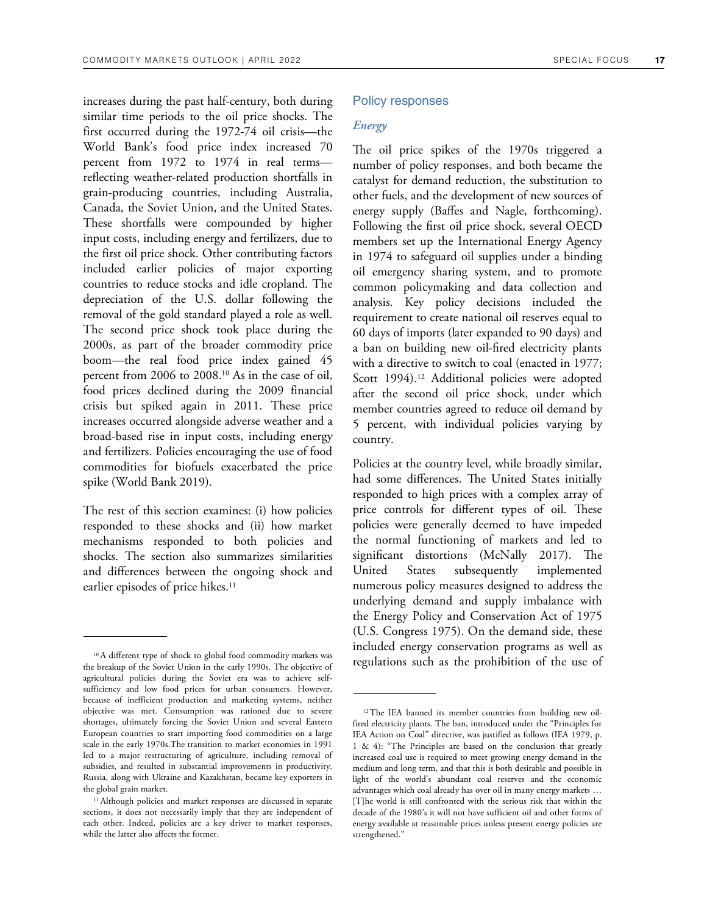increases during the past half-century, both during similar time periods to the oil price shocks. The first occurred during the 1972-74 oil crisis—the World Bank's food price index increased 70 percent from 1972 to 1974 in real terms—reflecting weather-related production shortfalls in grain-producing countries, including Australia, Canada, the Soviet Union, and the United States. These shortfalls were compounded by higher input costs, including energy and fertilizers, due to the first oil price shock. Other contributing factors included earlier policies of major exporting countries to reduce stocks and idle cropland. The depreciation of the U.S. dollar following the removal of the gold standard played a role as well. The second price shock took place during the 2000s, as part of the broader commodity price boom—the real food price index gained 45 percent from 2006 to 2008.[10] As in the case of oil, food prices declined during the 2009 financial crisis but spiked again in 2011. These price increases occurred alongside adverse weather and a broad-based rise in input costs, including energy and fertilizers. Policies encouraging the use of food commodities for biofuels exacerbated the price spike (World Bank 2019).

The rest of this section examines: (i) how policies responded to these shocks and (ii) how market mechanisms responded to both policies and shocks. The section also summarizes similarities and differences between the ongoing shock and earlier episodes of price hikes.[11]

## Policy responses

### *Energy*

The oil price spikes of the 1970s triggered a number of policy responses, and both became the catalyst for demand reduction, the substitution to other fuels, and the development of new sources of energy supply (Baffes and Nagle, forthcoming). Following the first oil price shock, several OECD members set up the International Energy Agency in 1974 to safeguard oil supplies under a binding oil emergency sharing system, and to promote common policymaking and data collection and analysis. Key policy decisions included the requirement to create national oil reserves equal to 60 days of imports (later expanded to 90 days) and a ban on building new oil-fired electricity plants with a directive to switch to coal (enacted in 1977; Scott 1994).[12] Additional policies were adopted after the second oil price shock, under which member countries agreed to reduce oil demand by 5 percent, with individual policies varying by country.

Policies at the country level, while broadly similar, had some differences. The United States initially responded to high prices with a complex array of price controls for different types of oil. These policies were generally deemed to have impeded the normal functioning of markets and led to significant distortions (McNally 2017). The United States subsequently implemented numerous policy measures designed to address the underlying demand and supply imbalance with the Energy Policy and Conservation Act of 1975 (U.S. Congress 1975). On the demand side, these included energy conservation programs as well as regulations such as the prohibition of the use of

---

[10] A different type of shock to global food commodity markets was the breakup of the Soviet Union in the early 1990s. The objective of agricultural policies during the Soviet era was to achieve self-sufficiency and low food prices for urban consumers. However, because of inefficient production and marketing systems, neither objective was met. Consumption was rationed due to severe shortages, ultimately forcing the Soviet Union and several Eastern European countries to start importing food commodities on a large scale in the early 1970s.The transition to market economies in 1991 led to a major restructuring of agriculture, including removal of subsidies, and resulted in substantial improvements in productivity. Russia, along with Ukraine and Kazakhstan, became key exporters in the global grain market.

[11] Although policies and market responses are discussed in separate sections, it does not necessarily imply that they are independent of each other. Indeed, policies are a key driver to market responses, while the latter also affects the former.

[12] The IEA banned its member countries from building new oil-fired electricity plants. The ban, introduced under the "Principles for IEA Action on Coal" directive, was justified as follows (IEA 1979, p. 1 & 4): "The Principles are based on the conclusion that greatly increased coal use is required to meet growing energy demand in the medium and long term, and that this is both desirable and possible in light of the world's abundant coal reserves and the economic advantages which coal already has over oil in many energy markets … [T]he world is still confronted with the serious risk that within the decade of the 1980's it will not have sufficient oil and other forms of energy available at reasonable prices unless present energy policies are strengthened."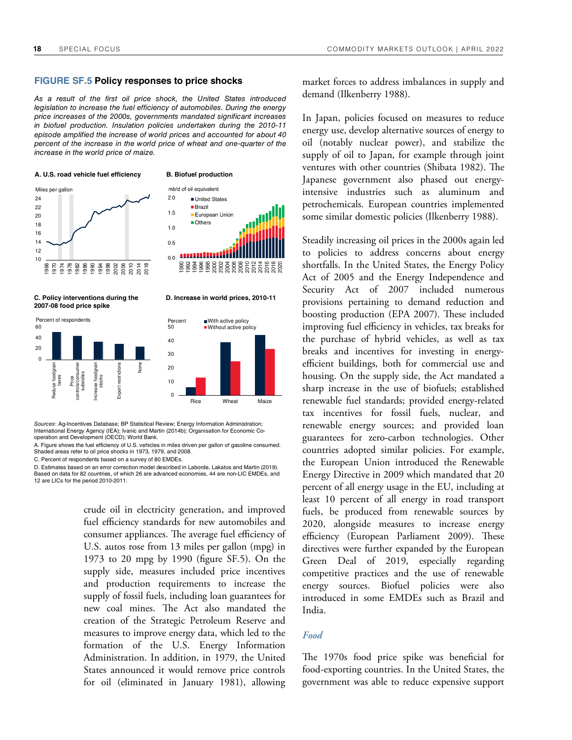## FIGURE SF.5 Policy responses to price shocks

*As a result of the first oil price shock, the United States introduced legislation to increase the fuel efficiency of automobiles. During the energy price increases of the 2000s, governments mandated significant increases in biofuel production. Insulation policies undertaken during the 2010-11 episode amplified the increase of world prices and accounted for about 40 percent of the increase in the world price of wheat and one-quarter of the increase in the world price of maize.*

**A. U.S. road vehicle fuel efficiency**

**B. Biofuel production**

**C. Policy interventions during the 2007-08 food price spike**

**D. Increase in world prices, 2010-11**

*Sources*: Ag-Incentives Database; BP Statistical Review; Energy Information Administration; International Energy Agency (IEA); Ivanic and Martin (2014b); Organisation for Economic Co-operation and Development (OECD); World Bank.

A. Figure shows the fuel efficiency of U.S. vehicles in miles driven per gallon of gasoline consumed. Shaded areas refer to oil price shocks in 1973, 1979, and 2008.

C. Percent of respondents based on a survey of 80 EMDEs.

D. Estimates based on an error correction model described in Laborde, Lakatos and Martin (2019). Based on data for 82 countries, of which 26 are advanced economies, 44 are non-LIC EMDEs, and 12 are LICs for the period 2010-2011.

crude oil in electricity generation, and improved fuel efficiency standards for new automobiles and consumer appliances. The average fuel efficiency of U.S. autos rose from 13 miles per gallon (mpg) in 1973 to 20 mpg by 1990 (figure SF.5). On the supply side, measures included price incentives and production requirements to increase the supply of fossil fuels, including loan guarantees for new coal mines. The Act also mandated the creation of the Strategic Petroleum Reserve and measures to improve energy data, which led to the formation of the U.S. Energy Information Administration. In addition, in 1979, the United States announced it would remove price controls for oil (eliminated in January 1981), allowing market forces to address imbalances in supply and demand (Ilkenberry 1988).

In Japan, policies focused on measures to reduce energy use, develop alternative sources of energy to oil (notably nuclear power), and stabilize the supply of oil to Japan, for example through joint ventures with other countries (Shibata 1982). The Japanese government also phased out energy-intensive industries such as aluminum and petrochemicals. European countries implemented some similar domestic policies (Ilkenberry 1988).

Steadily increasing oil prices in the 2000s again led to policies to address concerns about energy shortfalls. In the United States, the Energy Policy Act of 2005 and the Energy Independence and Security Act of 2007 included numerous provisions pertaining to demand reduction and boosting production (EPA 2007). These included improving fuel efficiency in vehicles, tax breaks for the purchase of hybrid vehicles, as well as tax breaks and incentives for investing in energy-efficient buildings, both for commercial use and housing. On the supply side, the Act mandated a sharp increase in the use of biofuels; established renewable fuel standards; provided energy-related tax incentives for fossil fuels, nuclear, and renewable energy sources; and provided loan guarantees for zero-carbon technologies. Other countries adopted similar policies. For example, the European Union introduced the Renewable Energy Directive in 2009 which mandated that 20 percent of all energy usage in the EU, including at least 10 percent of all energy in road transport fuels, be produced from renewable sources by 2020, alongside measures to increase energy efficiency (European Parliament 2009). These directives were further expanded by the European Green Deal of 2019, especially regarding competitive practices and the use of renewable energy sources. Biofuel policies were also introduced in some EMDEs such as Brazil and India.

### *Food*

The 1970s food price spike was beneficial for food-exporting countries. In the United States, the government was able to reduce expensive support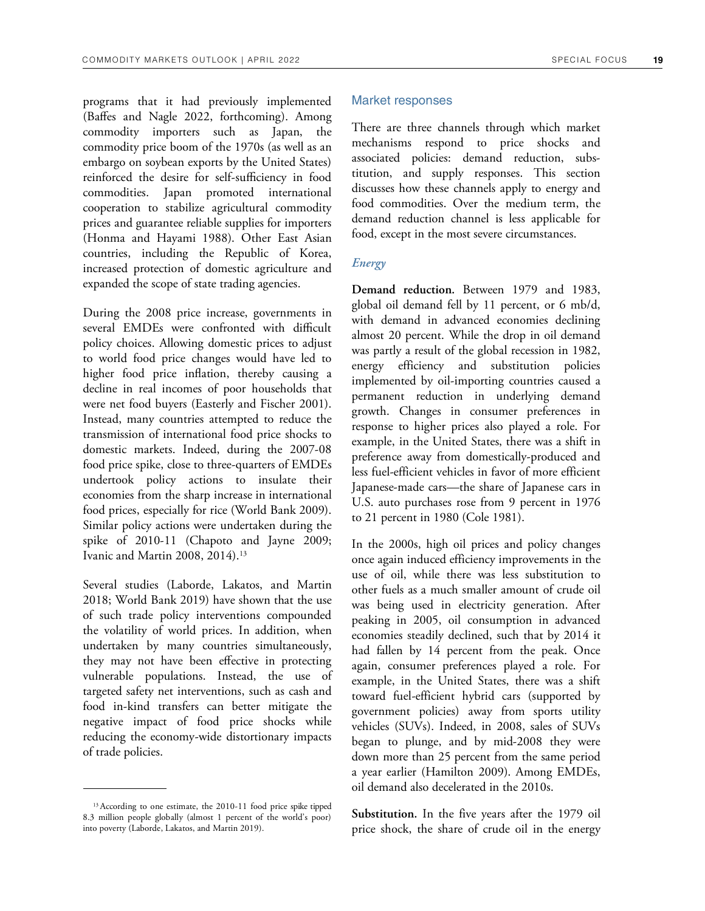programs that it had previously implemented (Baffes and Nagle 2022, forthcoming). Among commodity importers such as Japan, the commodity price boom of the 1970s (as well as an embargo on soybean exports by the United States) reinforced the desire for self-sufficiency in food commodities. Japan promoted international cooperation to stabilize agricultural commodity prices and guarantee reliable supplies for importers (Honma and Hayami 1988). Other East Asian countries, including the Republic of Korea, increased protection of domestic agriculture and expanded the scope of state trading agencies.

During the 2008 price increase, governments in several EMDEs were confronted with difficult policy choices. Allowing domestic prices to adjust to world food price changes would have led to higher food price inflation, thereby causing a decline in real incomes of poor households that were net food buyers (Easterly and Fischer 2001). Instead, many countries attempted to reduce the transmission of international food price shocks to domestic markets. Indeed, during the 2007-08 food price spike, close to three-quarters of EMDEs undertook policy actions to insulate their economies from the sharp increase in international food prices, especially for rice (World Bank 2009). Similar policy actions were undertaken during the spike of 2010-11 (Chapoto and Jayne 2009; Ivanic and Martin 2008, 2014).[13]

Several studies (Laborde, Lakatos, and Martin 2018; World Bank 2019) have shown that the use of such trade policy interventions compounded the volatility of world prices. In addition, when undertaken by many countries simultaneously, they may not have been effective in protecting vulnerable populations. Instead, the use of targeted safety net interventions, such as cash and food in-kind transfers can better mitigate the negative impact of food price shocks while reducing the economy-wide distortionary impacts of trade policies.

## Market responses

There are three channels through which market mechanisms respond to price shocks and associated policies: demand reduction, substitution, and supply responses. This section discusses how these channels apply to energy and food commodities. Over the medium term, the demand reduction channel is less applicable for food, except in the most severe circumstances.

### *Energy*

**Demand reduction.** Between 1979 and 1983, global oil demand fell by 11 percent, or 6 mb/d, with demand in advanced economies declining almost 20 percent. While the drop in oil demand was partly a result of the global recession in 1982, energy efficiency and substitution policies implemented by oil-importing countries caused a permanent reduction in underlying demand growth. Changes in consumer preferences in response to higher prices also played a role. For example, in the United States, there was a shift in preference away from domestically-produced and less fuel-efficient vehicles in favor of more efficient Japanese-made cars—the share of Japanese cars in U.S. auto purchases rose from 9 percent in 1976 to 21 percent in 1980 (Cole 1981).

In the 2000s, high oil prices and policy changes once again induced efficiency improvements in the use of oil, while there was less substitution to other fuels as a much smaller amount of crude oil was being used in electricity generation. After peaking in 2005, oil consumption in advanced economies steadily declined, such that by 2014 it had fallen by 14 percent from the peak. Once again, consumer preferences played a role. For example, in the United States, there was a shift toward fuel-efficient hybrid cars (supported by government policies) away from sports utility vehicles (SUVs). Indeed, in 2008, sales of SUVs began to plunge, and by mid-2008 they were down more than 25 percent from the same period a year earlier (Hamilton 2009). Among EMDEs, oil demand also decelerated in the 2010s.

**Substitution.** In the five years after the 1979 oil price shock, the share of crude oil in the energy

[13] According to one estimate, the 2010-11 food price spike tipped 8.3 million people globally (almost 1 percent of the world's poor) into poverty (Laborde, Lakatos, and Martin 2019).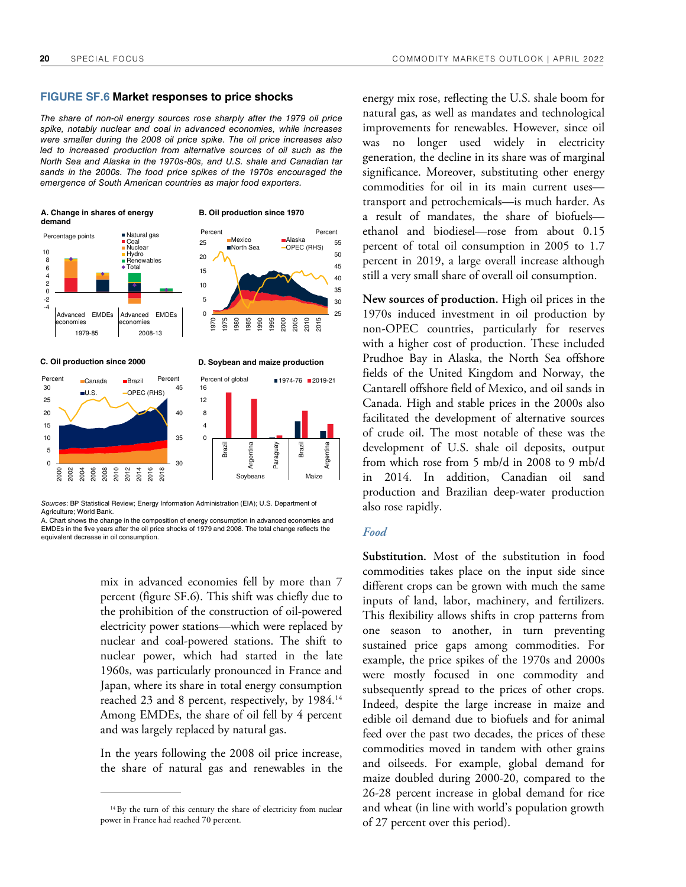**FIGURE SF.6 Market responses to price shocks**

*The share of non-oil energy sources rose sharply after the 1979 oil price spike, notably nuclear and coal in advanced economies, while increases were smaller during the 2008 oil price spike. The oil price increases also led to increased production from alternative sources of oil such as the North Sea and Alaska in the 1970s-80s, and U.S. shale and Canadian tar sands in the 2000s. The food price spikes of the 1970s encouraged the emergence of South American countries as major food exporters.*

A. Change in shares of energy demand

B. Oil production since 1970

C. Oil production since 2000

D. Soybean and maize production

*Sources*: BP Statistical Review; Energy Information Administration (EIA); U.S. Department of Agriculture; World Bank.

A. Chart shows the change in the composition of energy consumption in advanced economies and EMDEs in the five years after the oil price shocks of 1979 and 2008. The total change reflects the equivalent decrease in oil consumption.

mix in advanced economies fell by more than 7 percent (figure SF.6). This shift was chiefly due to the prohibition of the construction of oil-powered electricity power stations—which were replaced by nuclear and coal-powered stations. The shift to nuclear power, which had started in the late 1960s, was particularly pronounced in France and Japan, where its share in total energy consumption reached 23 and 8 percent, respectively, by 1984.[14] Among EMDEs, the share of oil fell by 4 percent and was largely replaced by natural gas.

In the years following the 2008 oil price increase, the share of natural gas and renewables in the energy mix rose, reflecting the U.S. shale boom for natural gas, as well as mandates and technological improvements for renewables. However, since oil was no longer used widely in electricity generation, the decline in its share was of marginal significance. Moreover, substituting other energy commodities for oil in its main current uses—transport and petrochemicals—is much harder. As a result of mandates, the share of biofuels—ethanol and biodiesel—rose from about 0.15 percent of total oil consumption in 2005 to 1.7 percent in 2019, a large overall increase although still a very small share of overall oil consumption.

**New sources of production.** High oil prices in the 1970s induced investment in oil production by non-OPEC countries, particularly for reserves with a higher cost of production. These included Prudhoe Bay in Alaska, the North Sea offshore fields of the United Kingdom and Norway, the Cantarell offshore field of Mexico, and oil sands in Canada. High and stable prices in the 2000s also facilitated the development of alternative sources of crude oil. The most notable of these was the development of U.S. shale oil deposits, output from which rose from 5 mb/d in 2008 to 9 mb/d in 2014. In addition, Canadian oil sand production and Brazilian deep-water production also rose rapidly.

### *Food*

**Substitution.** Most of the substitution in food commodities takes place on the input side since different crops can be grown with much the same inputs of land, labor, machinery, and fertilizers. This flexibility allows shifts in crop patterns from one season to another, in turn preventing sustained price gaps among commodities. For example, the price spikes of the 1970s and 2000s were mostly focused in one commodity and subsequently spread to the prices of other crops. Indeed, despite the large increase in maize and edible oil demand due to biofuels and for animal feed over the past two decades, the prices of these commodities moved in tandem with other grains and oilseeds. For example, global demand for maize doubled during 2000-20, compared to the 26-28 percent increase in global demand for rice and wheat (in line with world's population growth of 27 percent over this period).

[14] By the turn of this century the share of electricity from nuclear power in France had reached 70 percent.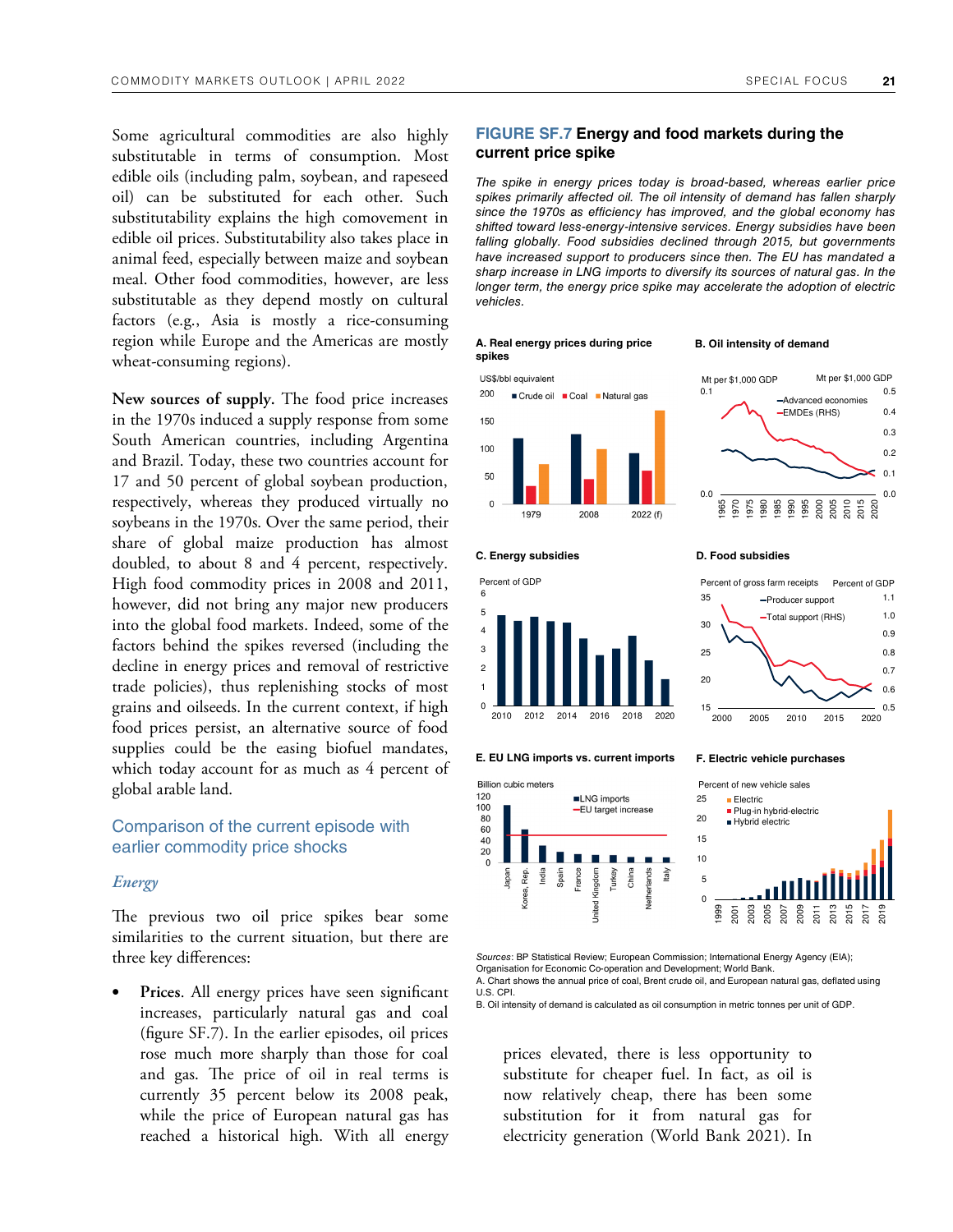Some agricultural commodities are also highly substitutable in terms of consumption. Most edible oils (including palm, soybean, and rapeseed oil) can be substituted for each other. Such substitutability explains the high comovement in edible oil prices. Substitutability also takes place in animal feed, especially between maize and soybean meal. Other food commodities, however, are less substitutable as they depend mostly on cultural factors (e.g., Asia is mostly a rice-consuming region while Europe and the Americas are mostly wheat-consuming regions).

**New sources of supply.** The food price increases in the 1970s induced a supply response from some South American countries, including Argentina and Brazil. Today, these two countries account for 17 and 50 percent of global soybean production, respectively, whereas they produced virtually no soybeans in the 1970s. Over the same period, their share of global maize production has almost doubled, to about 8 and 4 percent, respectively. High food commodity prices in 2008 and 2011, however, did not bring any major new producers into the global food markets. Indeed, some of the factors behind the spikes reversed (including the decline in energy prices and removal of restrictive trade policies), thus replenishing stocks of most grains and oilseeds. In the current context, if high food prices persist, an alternative source of food supplies could be the easing biofuel mandates, which today account for as much as 4 percent of global arable land.

## Comparison of the current episode with earlier commodity price shocks

### *Energy*

The previous two oil price spikes bear some similarities to the current situation, but there are three key differences:

- **Prices**. All energy prices have seen significant increases, particularly natural gas and coal (figure SF.7). In the earlier episodes, oil prices rose much more sharply than those for coal and gas. The price of oil in real terms is currently 35 percent below its 2008 peak, while the price of European natural gas has reached a historical high. With all energy prices elevated, there is less opportunity to substitute for cheaper fuel. In fact, as oil is now relatively cheap, there has been some substitution for it from natural gas for electricity generation (World Bank 2021). In

**FIGURE SF.7 Energy and food markets during the current price spike**

*The spike in energy prices today is broad-based, whereas earlier price spikes primarily affected oil. The oil intensity of demand has fallen sharply since the 1970s as efficiency has improved, and the global economy has shifted toward less-energy-intensive services. Energy subsidies have been falling globally. Food subsidies declined through 2015, but governments have increased support to producers since then. The EU has mandated a sharp increase in LNG imports to diversify its sources of natural gas. In the longer term, the energy price spike may accelerate the adoption of electric vehicles.*

**A. Real energy prices during price spikes**

**B. Oil intensity of demand**

**C. Energy subsidies**

**D. Food subsidies**

**E. EU LNG imports vs. current imports**

**F. Electric vehicle purchases**

*Sources*: BP Statistical Review; European Commission; International Energy Agency (EIA); Organisation for Economic Co-operation and Development; World Bank.

A. Chart shows the annual price of coal, Brent crude oil, and European natural gas, deflated using U.S. CPI.

B. Oil intensity of demand is calculated as oil consumption in metric tonnes per unit of GDP.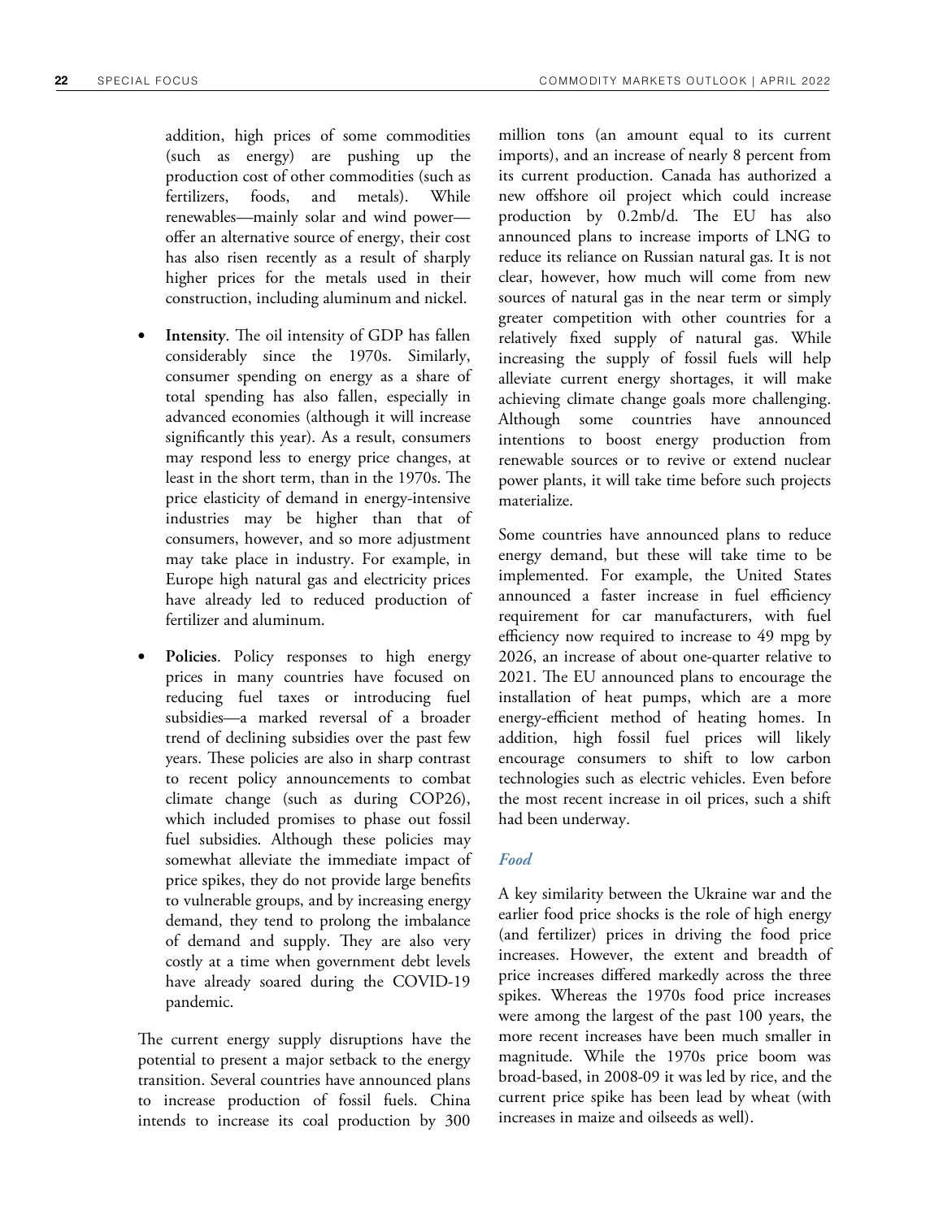addition, high prices of some commodities (such as energy) are pushing up the production cost of other commodities (such as fertilizers, foods, and metals). While renewables—mainly solar and wind power—offer an alternative source of energy, their cost has also risen recently as a result of sharply higher prices for the metals used in their construction, including aluminum and nickel.

- **Intensity**. The oil intensity of GDP has fallen considerably since the 1970s. Similarly, consumer spending on energy as a share of total spending has also fallen, especially in advanced economies (although it will increase significantly this year). As a result, consumers may respond less to energy price changes, at least in the short term, than in the 1970s. The price elasticity of demand in energy-intensive industries may be higher than that of consumers, however, and so more adjustment may take place in industry. For example, in Europe high natural gas and electricity prices have already led to reduced production of fertilizer and aluminum.

- **Policies**. Policy responses to high energy prices in many countries have focused on reducing fuel taxes or introducing fuel subsidies—a marked reversal of a broader trend of declining subsidies over the past few years. These policies are also in sharp contrast to recent policy announcements to combat climate change (such as during COP26), which included promises to phase out fossil fuel subsidies. Although these policies may somewhat alleviate the immediate impact of price spikes, they do not provide large benefits to vulnerable groups, and by increasing energy demand, they tend to prolong the imbalance of demand and supply. They are also very costly at a time when government debt levels have already soared during the COVID-19 pandemic.

The current energy supply disruptions have the potential to present a major setback to the energy transition. Several countries have announced plans to increase production of fossil fuels. China intends to increase its coal production by 300 million tons (an amount equal to its current imports), and an increase of nearly 8 percent from its current production. Canada has authorized a new offshore oil project which could increase production by 0.2mb/d. The EU has also announced plans to increase imports of LNG to reduce its reliance on Russian natural gas. It is not clear, however, how much will come from new sources of natural gas in the near term or simply greater competition with other countries for a relatively fixed supply of natural gas. While increasing the supply of fossil fuels will help alleviate current energy shortages, it will make achieving climate change goals more challenging. Although some countries have announced intentions to boost energy production from renewable sources or to revive or extend nuclear power plants, it will take time before such projects materialize.

Some countries have announced plans to reduce energy demand, but these will take time to be implemented. For example, the United States announced a faster increase in fuel efficiency requirement for car manufacturers, with fuel efficiency now required to increase to 49 mpg by 2026, an increase of about one-quarter relative to 2021. The EU announced plans to encourage the installation of heat pumps, which are a more energy-efficient method of heating homes. In addition, high fossil fuel prices will likely encourage consumers to shift to low carbon technologies such as electric vehicles. Even before the most recent increase in oil prices, such a shift had been underway.

### *Food*

A key similarity between the Ukraine war and the earlier food price shocks is the role of high energy (and fertilizer) prices in driving the food price increases. However, the extent and breadth of price increases differed markedly across the three spikes. Whereas the 1970s food price increases were among the largest of the past 100 years, the more recent increases have been much smaller in magnitude. While the 1970s price boom was broad-based, in 2008-09 it was led by rice, and the current price spike has been lead by wheat (with increases in maize and oilseeds as well).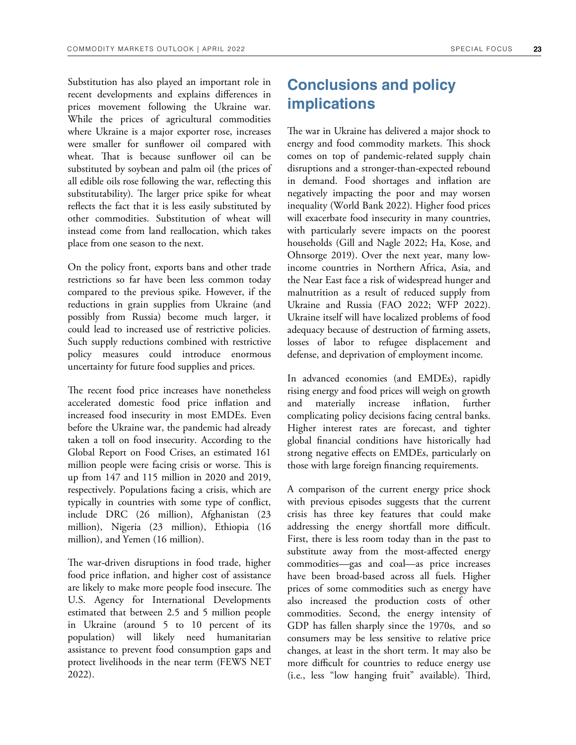Substitution has also played an important role in recent developments and explains differences in prices movement following the Ukraine war. While the prices of agricultural commodities where Ukraine is a major exporter rose, increases were smaller for sunflower oil compared with wheat. That is because sunflower oil can be substituted by soybean and palm oil (the prices of all edible oils rose following the war, reflecting this substitutability). The larger price spike for wheat reflects the fact that it is less easily substituted by other commodities. Substitution of wheat will instead come from land reallocation, which takes place from one season to the next.

On the policy front, exports bans and other trade restrictions so far have been less common today compared to the previous spike. However, if the reductions in grain supplies from Ukraine (and possibly from Russia) become much larger, it could lead to increased use of restrictive policies. Such supply reductions combined with restrictive policy measures could introduce enormous uncertainty for future food supplies and prices.

The recent food price increases have nonetheless accelerated domestic food price inflation and increased food insecurity in most EMDEs. Even before the Ukraine war, the pandemic had already taken a toll on food insecurity. According to the Global Report on Food Crises, an estimated 161 million people were facing crisis or worse. This is up from 147 and 115 million in 2020 and 2019, respectively. Populations facing a crisis, which are typically in countries with some type of conflict, include DRC (26 million), Afghanistan (23 million), Nigeria (23 million), Ethiopia (16 million), and Yemen (16 million).

The war-driven disruptions in food trade, higher food price inflation, and higher cost of assistance are likely to make more people food insecure. The U.S. Agency for International Developments estimated that between 2.5 and 5 million people in Ukraine (around 5 to 10 percent of its population) will likely need humanitarian assistance to prevent food consumption gaps and protect livelihoods in the near term (FEWS NET 2022).

## Conclusions and policy implications

The war in Ukraine has delivered a major shock to energy and food commodity markets. This shock comes on top of pandemic-related supply chain disruptions and a stronger-than-expected rebound in demand. Food shortages and inflation are negatively impacting the poor and may worsen inequality (World Bank 2022). Higher food prices will exacerbate food insecurity in many countries, with particularly severe impacts on the poorest households (Gill and Nagle 2022; Ha, Kose, and Ohnsorge 2019). Over the next year, many low-income countries in Northern Africa, Asia, and the Near East face a risk of widespread hunger and malnutrition as a result of reduced supply from Ukraine and Russia (FAO 2022; WFP 2022). Ukraine itself will have localized problems of food adequacy because of destruction of farming assets, losses of labor to refugee displacement and defense, and deprivation of employment income.

In advanced economies (and EMDEs), rapidly rising energy and food prices will weigh on growth and materially increase inflation, further complicating policy decisions facing central banks. Higher interest rates are forecast, and tighter global financial conditions have historically had strong negative effects on EMDEs, particularly on those with large foreign financing requirements.

A comparison of the current energy price shock with previous episodes suggests that the current crisis has three key features that could make addressing the energy shortfall more difficult. First, there is less room today than in the past to substitute away from the most-affected energy commodities—gas and coal—as price increases have been broad-based across all fuels. Higher prices of some commodities such as energy have also increased the production costs of other commodities. Second, the energy intensity of GDP has fallen sharply since the 1970s, and so consumers may be less sensitive to relative price changes, at least in the short term. It may also be more difficult for countries to reduce energy use (i.e., less "low hanging fruit" available). Third,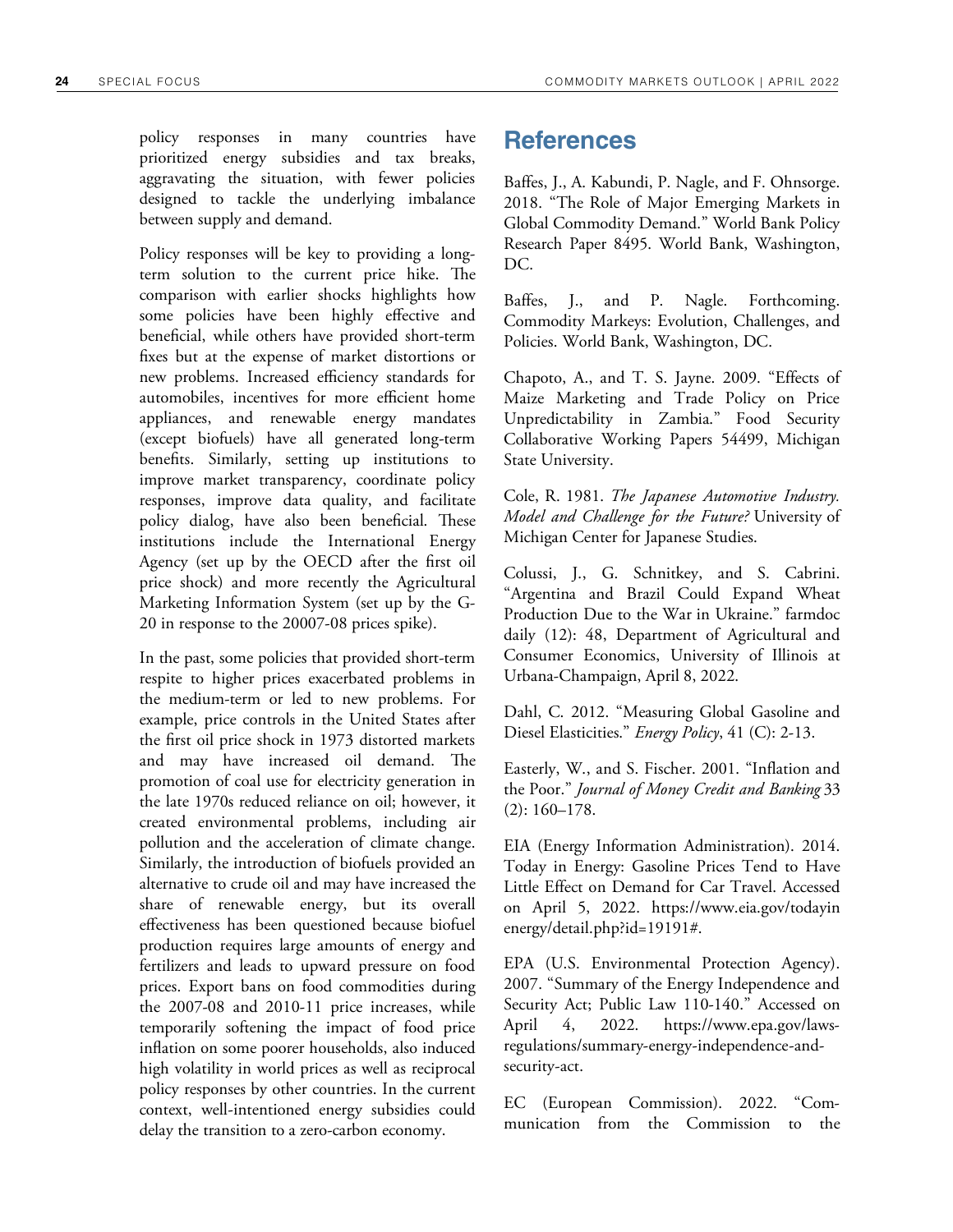policy responses in many countries have prioritized energy subsidies and tax breaks, aggravating the situation, with fewer policies designed to tackle the underlying imbalance between supply and demand.

Policy responses will be key to providing a long-term solution to the current price hike. The comparison with earlier shocks highlights how some policies have been highly effective and beneficial, while others have provided short-term fixes but at the expense of market distortions or new problems. Increased efficiency standards for automobiles, incentives for more efficient home appliances, and renewable energy mandates (except biofuels) have all generated long-term benefits. Similarly, setting up institutions to improve market transparency, coordinate policy responses, improve data quality, and facilitate policy dialog, have also been beneficial. These institutions include the International Energy Agency (set up by the OECD after the first oil price shock) and more recently the Agricultural Marketing Information System (set up by the G-20 in response to the 20007-08 prices spike).

In the past, some policies that provided short-term respite to higher prices exacerbated problems in the medium-term or led to new problems. For example, price controls in the United States after the first oil price shock in 1973 distorted markets and may have increased oil demand. The promotion of coal use for electricity generation in the late 1970s reduced reliance on oil; however, it created environmental problems, including air pollution and the acceleration of climate change. Similarly, the introduction of biofuels provided an alternative to crude oil and may have increased the share of renewable energy, but its overall effectiveness has been questioned because biofuel production requires large amounts of energy and fertilizers and leads to upward pressure on food prices. Export bans on food commodities during the 2007-08 and 2010-11 price increases, while temporarily softening the impact of food price inflation on some poorer households, also induced high volatility in world prices as well as reciprocal policy responses by other countries. In the current context, well-intentioned energy subsidies could delay the transition to a zero-carbon economy.

## References

Baffes, J., A. Kabundi, P. Nagle, and F. Ohnsorge. 2018. "The Role of Major Emerging Markets in Global Commodity Demand." World Bank Policy Research Paper 8495. World Bank, Washington, DC.

Baffes, J., and P. Nagle. Forthcoming. Commodity Markeys: Evolution, Challenges, and Policies. World Bank, Washington, DC.

Chapoto, A., and T. S. Jayne. 2009. "Effects of Maize Marketing and Trade Policy on Price Unpredictability in Zambia." Food Security Collaborative Working Papers 54499, Michigan State University.

Cole, R. 1981. *The Japanese Automotive Industry. Model and Challenge for the Future?* University of Michigan Center for Japanese Studies.

Colussi, J., G. Schnitkey, and S. Cabrini. "Argentina and Brazil Could Expand Wheat Production Due to the War in Ukraine." farmdoc daily (12): 48, Department of Agricultural and Consumer Economics, University of Illinois at Urbana-Champaign, April 8, 2022.

Dahl, C. 2012. "Measuring Global Gasoline and Diesel Elasticities." *Energy Policy*, 41 (C): 2-13.

Easterly, W., and S. Fischer. 2001. "Inflation and the Poor." *Journal of Money Credit and Banking* 33 (2): 160–178.

EIA (Energy Information Administration). 2014. Today in Energy: Gasoline Prices Tend to Have Little Effect on Demand for Car Travel. Accessed on April 5, 2022. https://www.eia.gov/todayinenergy/detail.php?id=19191#.

EPA (U.S. Environmental Protection Agency). 2007. "Summary of the Energy Independence and Security Act; Public Law 110-140." Accessed on April 4, 2022. https://www.epa.gov/laws-regulations/summary-energy-independence-and-security-act.

EC (European Commission). 2022. "Communication from the Commission to the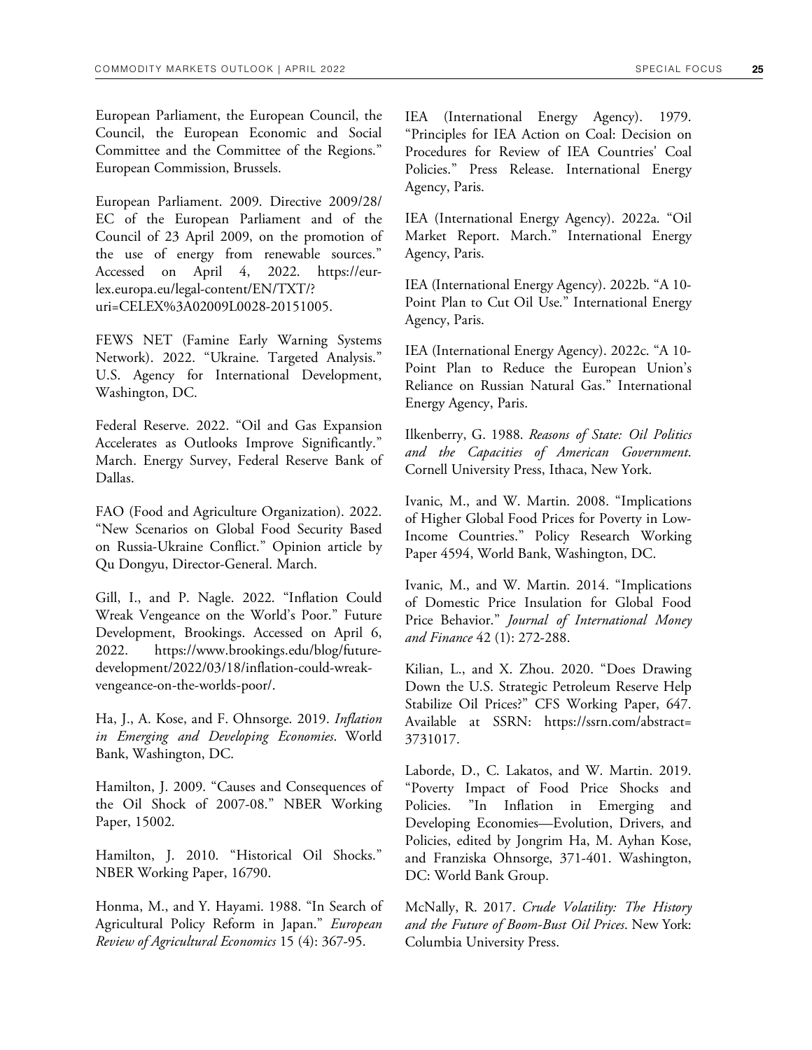European Parliament, the European Council, the Council, the European Economic and Social Committee and the Committee of the Regions." European Commission, Brussels.

European Parliament. 2009. Directive 2009/28/EC of the European Parliament and of the Council of 23 April 2009, on the promotion of the use of energy from renewable sources." Accessed on April 4, 2022. https://eur-lex.europa.eu/legal-content/EN/TXT/?uri=CELEX%3A02009L0028-20151005.

FEWS NET (Famine Early Warning Systems Network). 2022. "Ukraine. Targeted Analysis." U.S. Agency for International Development, Washington, DC.

Federal Reserve. 2022. "Oil and Gas Expansion Accelerates as Outlooks Improve Significantly." March. Energy Survey, Federal Reserve Bank of Dallas.

FAO (Food and Agriculture Organization). 2022. "New Scenarios on Global Food Security Based on Russia-Ukraine Conflict." Opinion article by Qu Dongyu, Director-General. March.

Gill, I., and P. Nagle. 2022. "Inflation Could Wreak Vengeance on the World's Poor." Future Development, Brookings. Accessed on April 6, 2022. https://www.brookings.edu/blog/future-development/2022/03/18/inflation-could-wreak-vengeance-on-the-worlds-poor/.

Ha, J., A. Kose, and F. Ohnsorge. 2019. *Inflation in Emerging and Developing Economies*. World Bank, Washington, DC.

Hamilton, J. 2009. "Causes and Consequences of the Oil Shock of 2007-08." NBER Working Paper, 15002.

Hamilton, J. 2010. "Historical Oil Shocks." NBER Working Paper, 16790.

Honma, M., and Y. Hayami. 1988. "In Search of Agricultural Policy Reform in Japan." *European Review of Agricultural Economics* 15 (4): 367-95.

IEA (International Energy Agency). 1979. "Principles for IEA Action on Coal: Decision on Procedures for Review of IEA Countries' Coal Policies." Press Release. International Energy Agency, Paris.

IEA (International Energy Agency). 2022a. "Oil Market Report. March." International Energy Agency, Paris.

IEA (International Energy Agency). 2022b. "A 10-Point Plan to Cut Oil Use." International Energy Agency, Paris.

IEA (International Energy Agency). 2022c. "A 10-Point Plan to Reduce the European Union's Reliance on Russian Natural Gas." International Energy Agency, Paris.

Ilkenberry, G. 1988. *Reasons of State: Oil Politics and the Capacities of American Government*. Cornell University Press, Ithaca, New York.

Ivanic, M., and W. Martin. 2008. "Implications of Higher Global Food Prices for Poverty in Low-Income Countries." Policy Research Working Paper 4594, World Bank, Washington, DC.

Ivanic, M., and W. Martin. 2014. "Implications of Domestic Price Insulation for Global Food Price Behavior." *Journal of International Money and Finance* 42 (1): 272-288.

Kilian, L., and X. Zhou. 2020. "Does Drawing Down the U.S. Strategic Petroleum Reserve Help Stabilize Oil Prices?" CFS Working Paper, 647. Available at SSRN: https://ssrn.com/abstract=3731017.

Laborde, D., C. Lakatos, and W. Martin. 2019. "Poverty Impact of Food Price Shocks and Policies. "In Inflation in Emerging and Developing Economies—Evolution, Drivers, and Policies, edited by Jongrim Ha, M. Ayhan Kose, and Franziska Ohnsorge, 371-401. Washington, DC: World Bank Group.

McNally, R. 2017. *Crude Volatility: The History and the Future of Boom-Bust Oil Prices*. New York: Columbia University Press.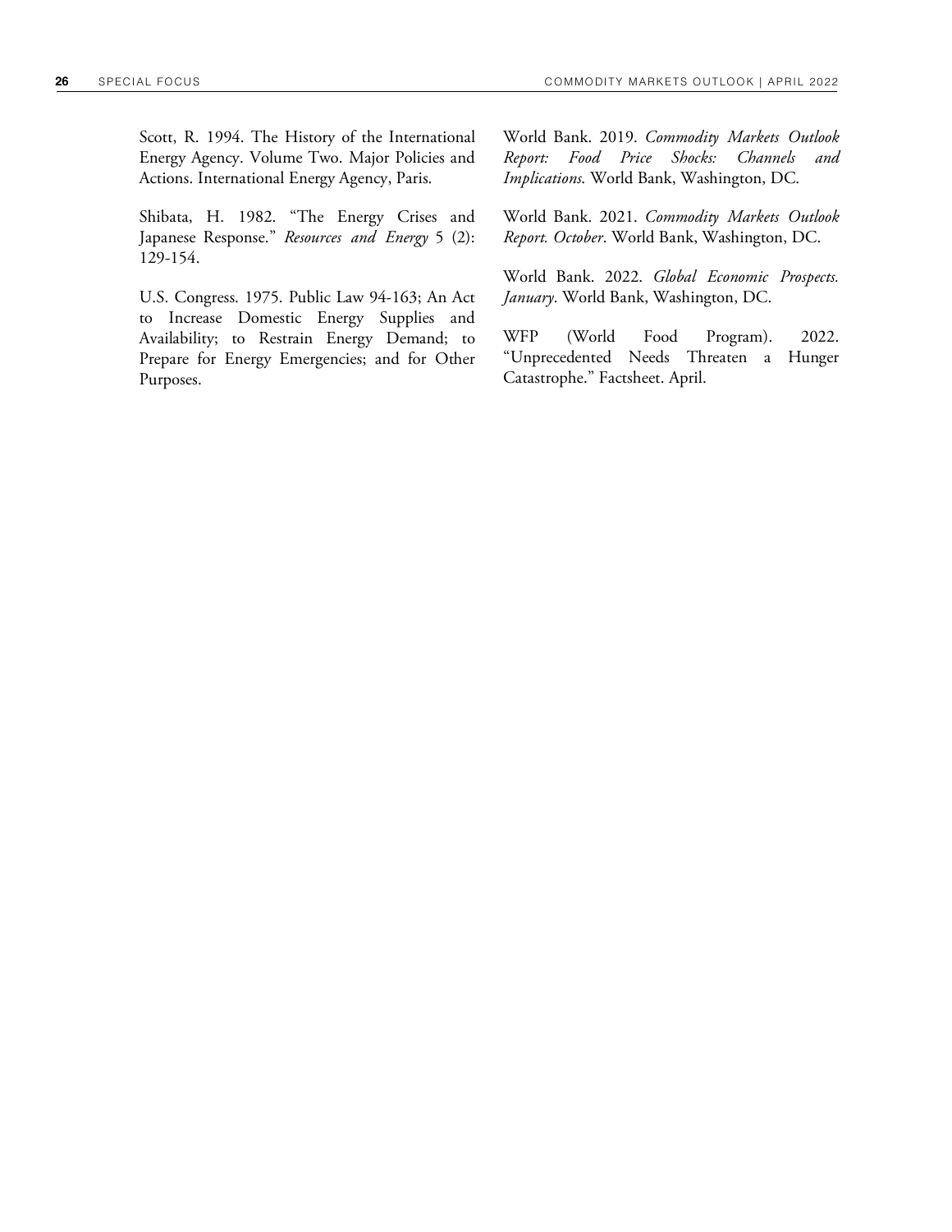Scott, R. 1994. The History of the International Energy Agency. Volume Two. Major Policies and Actions. International Energy Agency, Paris.

Shibata, H. 1982. "The Energy Crises and Japanese Response." *Resources and Energy* 5 (2): 129-154.

U.S. Congress. 1975. Public Law 94-163; An Act to Increase Domestic Energy Supplies and Availability; to Restrain Energy Demand; to Prepare for Energy Emergencies; and for Other Purposes.

World Bank. 2019. *Commodity Markets Outlook Report: Food Price Shocks: Channels and Implications*. World Bank, Washington, DC.

World Bank. 2021. *Commodity Markets Outlook Report. October*. World Bank, Washington, DC.

World Bank. 2022. *Global Economic Prospects. January*. World Bank, Washington, DC.

WFP (World Food Program). 2022. "Unprecedented Needs Threaten a Hunger Catastrophe." Factsheet. April.